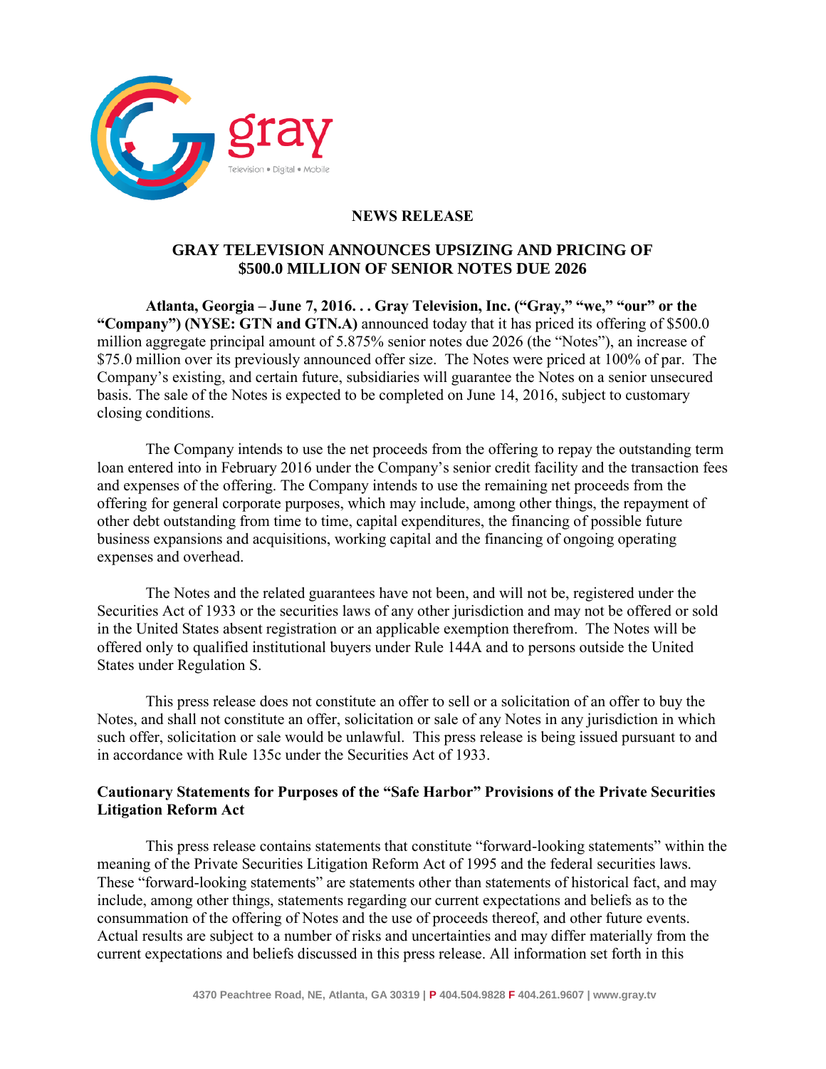gray

Television • Digital • Mobile

**NEWS RELEASE**

# GRAY TELEVISION ANNOUNCES UPSIZING AND PRICING OF $500.0 MILLION OF SENIOR NOTES DUE 2026

**Atlanta, Georgia – June 7, 2016. . . Gray Television, Inc. ("Gray," "we," "our" or the "Company") (NYSE: GTN and GTN.A)** announced today that it has priced its offering of $500.0 million aggregate principal amount of 5.875% senior notes due 2026 (the "Notes"), an increase of $75.0 million over its previously announced offer size. The Notes were priced at 100% of par. The Company's existing, and certain future, subsidiaries will guarantee the Notes on a senior unsecured basis. The sale of the Notes is expected to be completed on June 14, 2016, subject to customary closing conditions.

The Company intends to use the net proceeds from the offering to repay the outstanding term loan entered into in February 2016 under the Company's senior credit facility and the transaction fees and expenses of the offering. The Company intends to use the remaining net proceeds from the offering for general corporate purposes, which may include, among other things, the repayment of other debt outstanding from time to time, capital expenditures, the financing of possible future business expansions and acquisitions, working capital and the financing of ongoing operating expenses and overhead.

The Notes and the related guarantees have not been, and will not be, registered under the Securities Act of 1933 or the securities laws of any other jurisdiction and may not be offered or sold in the United States absent registration or an applicable exemption therefrom. The Notes will be offered only to qualified institutional buyers under Rule 144A and to persons outside the United States under Regulation S.

This press release does not constitute an offer to sell or a solicitation of an offer to buy the Notes, and shall not constitute an offer, solicitation or sale of any Notes in any jurisdiction in which such offer, solicitation or sale would be unlawful. This press release is being issued pursuant to and in accordance with Rule 135c under the Securities Act of 1933.

**Cautionary Statements for Purposes of the "Safe Harbor" Provisions of the Private Securities Litigation Reform Act**

This press release contains statements that constitute "forward-looking statements" within the meaning of the Private Securities Litigation Reform Act of 1995 and the federal securities laws. These "forward-looking statements" are statements other than statements of historical fact, and may include, among other things, statements regarding our current expectations and beliefs as to the consummation of the offering of Notes and the use of proceeds thereof, and other future events. Actual results are subject to a number of risks and uncertainties and may differ materially from the current expectations and beliefs discussed in this press release. All information set forth in this

4370 Peachtree Road, NE, Atlanta, GA 30319 | P 404.504.9828 F 404.261.9607 | www.gray.tv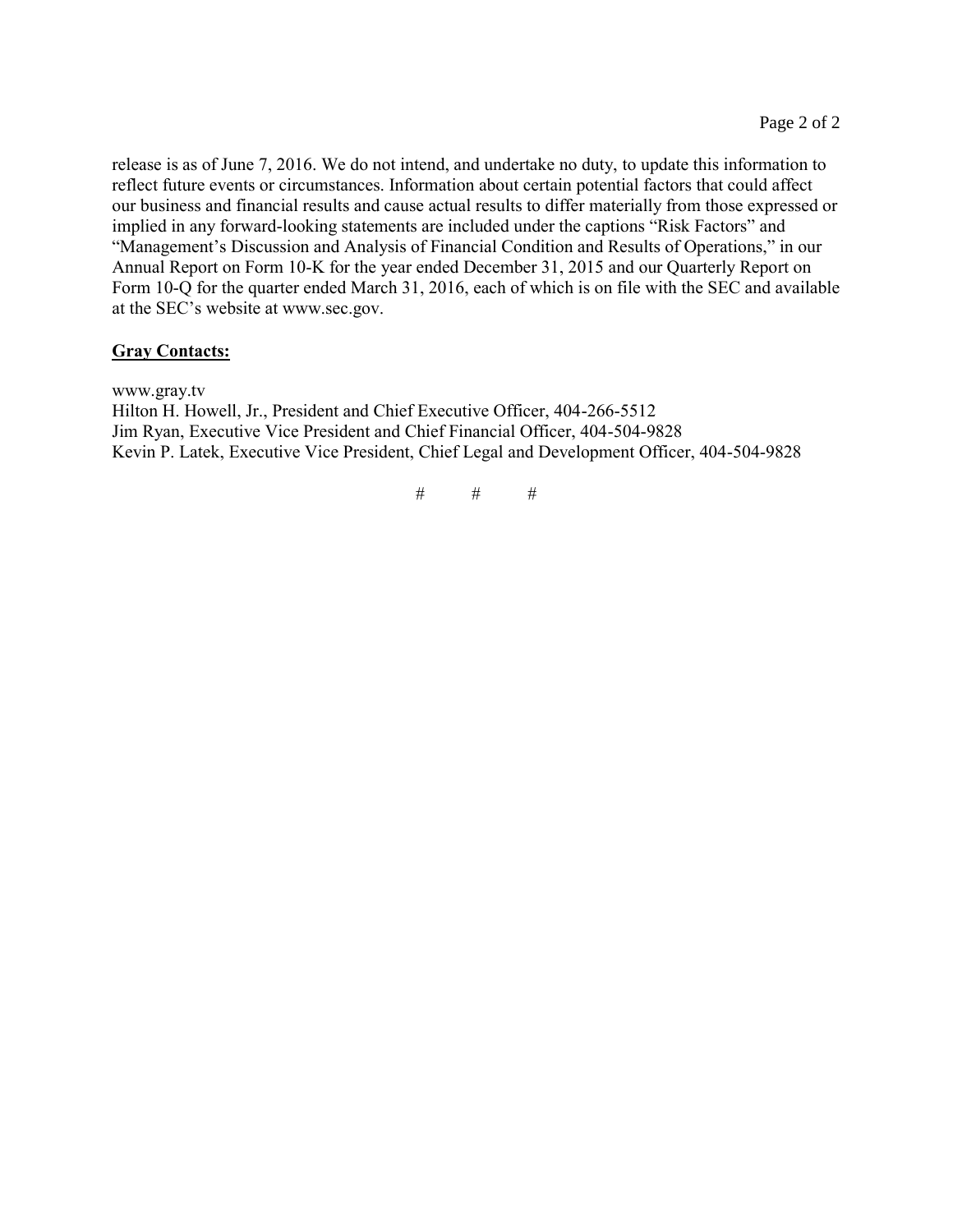release is as of June 7, 2016. We do not intend, and undertake no duty, to update this information to reflect future events or circumstances. Information about certain potential factors that could affect our business and financial results and cause actual results to differ materially from those expressed or implied in any forward-looking statements are included under the captions "Risk Factors" and "Management's Discussion and Analysis of Financial Condition and Results of Operations," in our Annual Report on Form 10-K for the year ended December 31, 2015 and our Quarterly Report on Form 10-Q for the quarter ended March 31, 2016, each of which is on file with the SEC and available at the SEC's website at www.sec.gov.

**Gray Contacts:**

www.gray.tv
Hilton H. Howell, Jr., President and Chief Executive Officer, 404-266-5512
Jim Ryan, Executive Vice President and Chief Financial Officer, 404-504-9828
Kevin P. Latek, Executive Vice President, Chief Legal and Development Officer, 404-504-9828

# # #